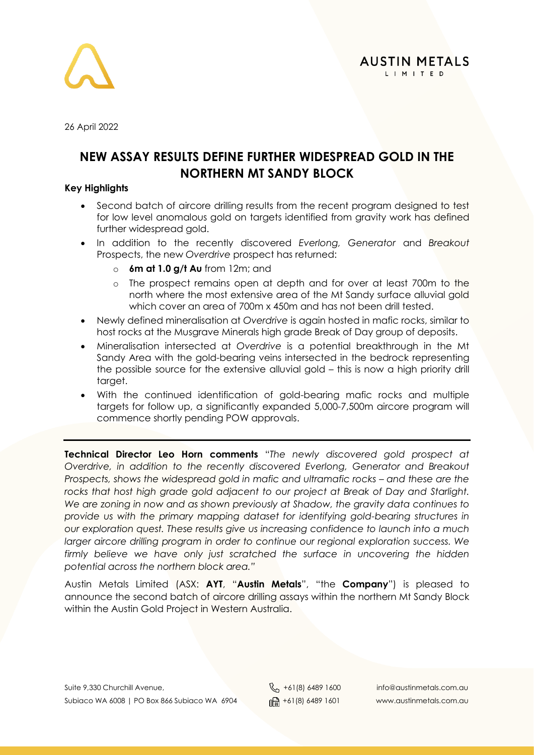AUSTIN METALS LIMITED

26 April 2022

# NEW ASSAY RESULTS DEFINE FURTHER WIDESPREAD GOLD IN THE NORTHERN MT SANDY BLOCK

**Key Highlights**

- Second batch of aircore drilling results from the recent program designed to test for low level anomalous gold on targets identified from gravity work has defined further widespread gold.
- In addition to the recently discovered *Everlong, Generator* and *Breakout* Prospects, the new *Overdrive* prospect has returned:
    - **6m at 1.0 g/t Au** from 12m; and
    - The prospect remains open at depth and for over at least 700m to the north where the most extensive area of the Mt Sandy surface alluvial gold which cover an area of 700m x 450m and has not been drill tested.
- Newly defined mineralisation at *Overdrive* is again hosted in mafic rocks, similar to host rocks at the Musgrave Minerals high grade Break of Day group of deposits.
- Mineralisation intersected at *Overdrive* is a potential breakthrough in the Mt Sandy Area with the gold-bearing veins intersected in the bedrock representing the possible source for the extensive alluvial gold – this is now a high priority drill target.
- With the continued identification of gold-bearing mafic rocks and multiple targets for follow up, a significantly expanded 5,000-7,500m aircore program will commence shortly pending POW approvals.

---

**Technical Director Leo Horn comments** "*The newly discovered gold prospect at Overdrive, in addition to the recently discovered Everlong, Generator and Breakout Prospects, shows the widespread gold in mafic and ultramafic rocks – and these are the rocks that host high grade gold adjacent to our project at Break of Day and Starlight. We are zoning in now and as shown previously at Shadow, the gravity data continues to provide us with the primary mapping dataset for identifying gold-bearing structures in our exploration quest. These results give us increasing confidence to launch into a much larger aircore drilling program in order to continue our regional exploration success. We firmly believe we have only just scratched the surface in uncovering the hidden potential across the northern block area."*

Austin Metals Limited (ASX: **AYT**, "**Austin Metals**", "the **Company**") is pleased to announce the second batch of aircore drilling assays within the northern Mt Sandy Block within the Austin Gold Project in Western Australia.

Suite 9,330 Churchill Avenue,
Subiaco WA 6008 | PO Box 866 Subiaco WA 6904
+61(8) 6489 1600
+61(8) 6489 1601
info@austinmetals.com.au
www.austinmetals.com.au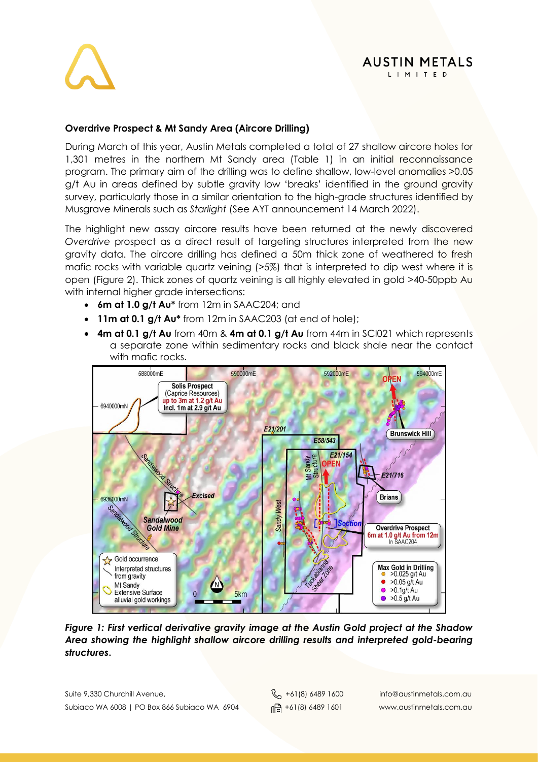**Overdrive Prospect & Mt Sandy Area (Aircore Drilling)**

During March of this year, Austin Metals completed a total of 27 shallow aircore holes for 1,301 metres in the northern Mt Sandy area (Table 1) in an initial reconnaissance program. The primary aim of the drilling was to define shallow, low-level anomalies >0.05 g/t Au in areas defined by subtle gravity low 'breaks' identified in the ground gravity survey, particularly those in a similar orientation to the high-grade structures identified by Musgrave Minerals such as *Starlight* (See AYT announcement 14 March 2022).

The highlight new assay aircore results have been returned at the newly discovered *Overdrive* prospect as a direct result of targeting structures interpreted from the new gravity data. The aircore drilling has defined a 50m thick zone of weathered to fresh mafic rocks with variable quartz veining (>5%) that is interpreted to dip west where it is open (Figure 2). Thick zones of quartz veining is all highly elevated in gold >40-50ppb Au with internal higher grade intersections:

- **6m at 1.0 g/t Au*** from 12m in SAAC204; and
- **11m at 0.1 g/t Au*** from 12m in SAAC203 (at end of hole);
- **4m at 0.1 g/t Au** from 40m & **4m at 0.1 g/t Au** from 44m in SCI021 which represents a separate zone within sedimentary rocks and black shale near the contact with mafic rocks.

***Figure 1: First vertical derivative gravity image at the Austin Gold project at the Shadow Area showing the highlight shallow aircore drilling results and interpreted gold-bearing structures.***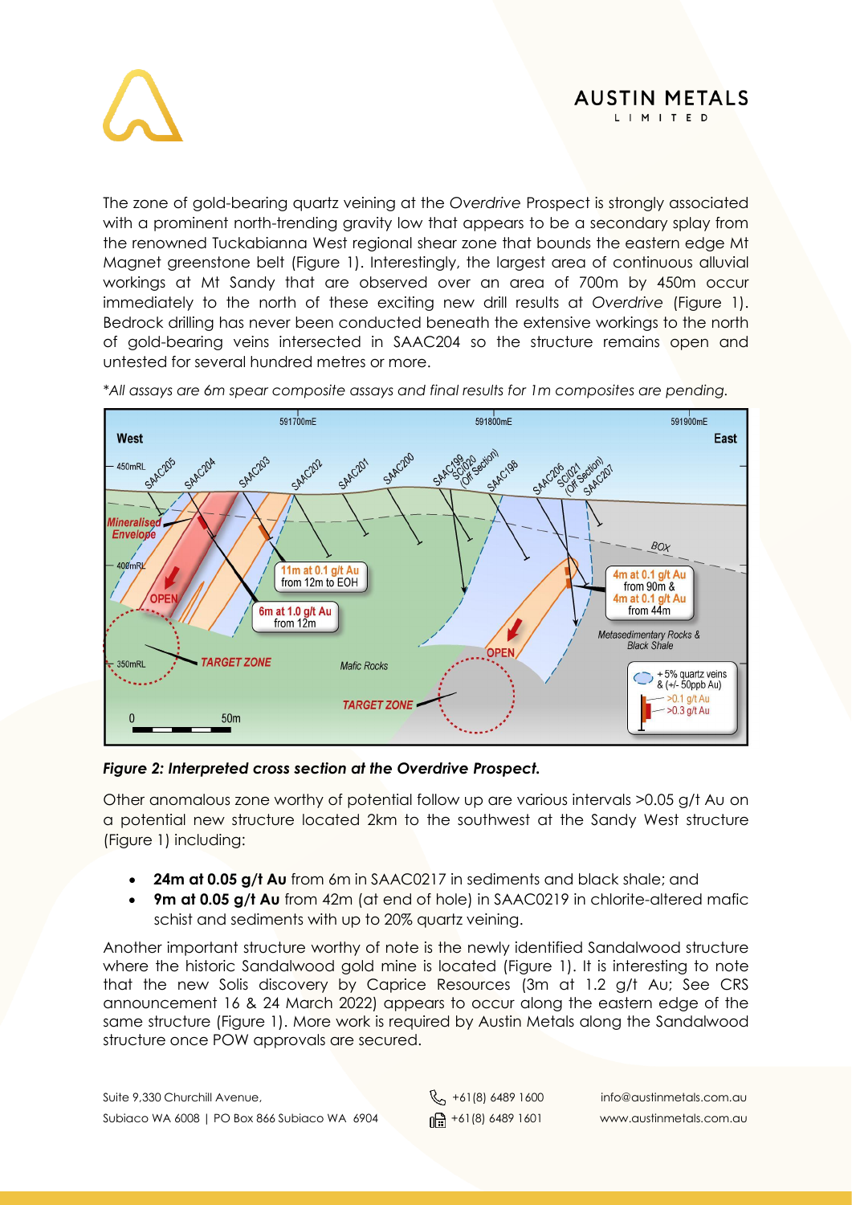The zone of gold-bearing quartz veining at the *Overdrive* Prospect is strongly associated with a prominent north-trending gravity low that appears to be a secondary splay from the renowned Tuckabianna West regional shear zone that bounds the eastern edge Mt Magnet greenstone belt (Figure 1). Interestingly, the largest area of continuous alluvial workings at Mt Sandy that are observed over an area of 700m by 450m occur immediately to the north of these exciting new drill results at *Overdrive* (Figure 1). Bedrock drilling has never been conducted beneath the extensive workings to the north of gold-bearing veins intersected in SAAC204 so the structure remains open and untested for several hundred metres or more.

**All assays are 6m spear composite assays and final results for 1m composites are pending.*

***Figure 2: Interpreted cross section at the Overdrive Prospect.***

Other anomalous zone worthy of potential follow up are various intervals >0.05 g/t Au on a potential new structure located 2km to the southwest at the Sandy West structure (Figure 1) including:

- **24m at 0.05 g/t Au** from 6m in SAAC0217 in sediments and black shale; and
- **9m at 0.05 g/t Au** from 42m (at end of hole) in SAAC0219 in chlorite-altered mafic schist and sediments with up to 20% quartz veining.

Another important structure worthy of note is the newly identified Sandalwood structure where the historic Sandalwood gold mine is located (Figure 1). It is interesting to note that the new Solis discovery by Caprice Resources (3m at 1.2 g/t Au; See CRS announcement 16 & 24 March 2022) appears to occur along the eastern edge of the same structure (Figure 1). More work is required by Austin Metals along the Sandalwood structure once POW approvals are secured.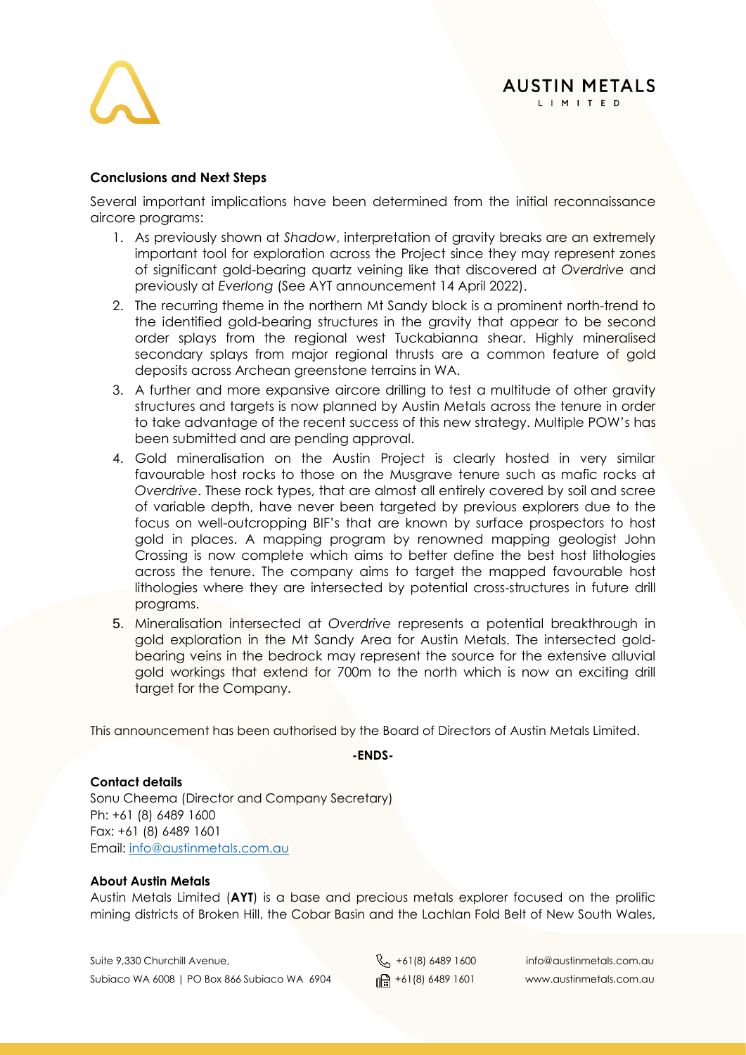### Conclusions and Next Steps

Several important implications have been determined from the initial reconnaissance aircore programs:

1. As previously shown at *Shadow*, interpretation of gravity breaks are an extremely important tool for exploration across the Project since they may represent zones of significant gold-bearing quartz veining like that discovered at *Overdrive* and previously at *Everlong* (See AYT announcement 14 April 2022).
2. The recurring theme in the northern Mt Sandy block is a prominent north-trend to the identified gold-bearing structures in the gravity that appear to be second order splays from the regional west Tuckabianna shear. Highly mineralised secondary splays from major regional thrusts are a common feature of gold deposits across Archean greenstone terrains in WA.
3. A further and more expansive aircore drilling to test a multitude of other gravity structures and targets is now planned by Austin Metals across the tenure in order to take advantage of the recent success of this new strategy. Multiple POW's has been submitted and are pending approval.
4. Gold mineralisation on the Austin Project is clearly hosted in very similar favourable host rocks to those on the Musgrave tenure such as mafic rocks at *Overdrive*. These rock types, that are almost all entirely covered by soil and scree of variable depth, have never been targeted by previous explorers due to the focus on well-outcropping BIF's that are known by surface prospectors to host gold in places. A mapping program by renowned mapping geologist John Crossing is now complete which aims to better define the best host lithologies across the tenure. The company aims to target the mapped favourable host lithologies where they are intersected by potential cross-structures in future drill programs.
5. Mineralisation intersected at *Overdrive* represents a potential breakthrough in gold exploration in the Mt Sandy Area for Austin Metals. The intersected gold-bearing veins in the bedrock may represent the source for the extensive alluvial gold workings that extend for 700m to the north which is now an exciting drill target for the Company.

This announcement has been authorised by the Board of Directors of Austin Metals Limited.

**-ENDS-**

**Contact details**

Sonu Cheema (Director and Company Secretary)
Ph: +61 (8) 6489 1600
Fax: +61 (8) 6489 1601
Email: info@austinmetals.com.au

**About Austin Metals**

Austin Metals Limited (**AYT**) is a base and precious metals explorer focused on the prolific mining districts of Broken Hill, the Cobar Basin and the Lachlan Fold Belt of New South Wales,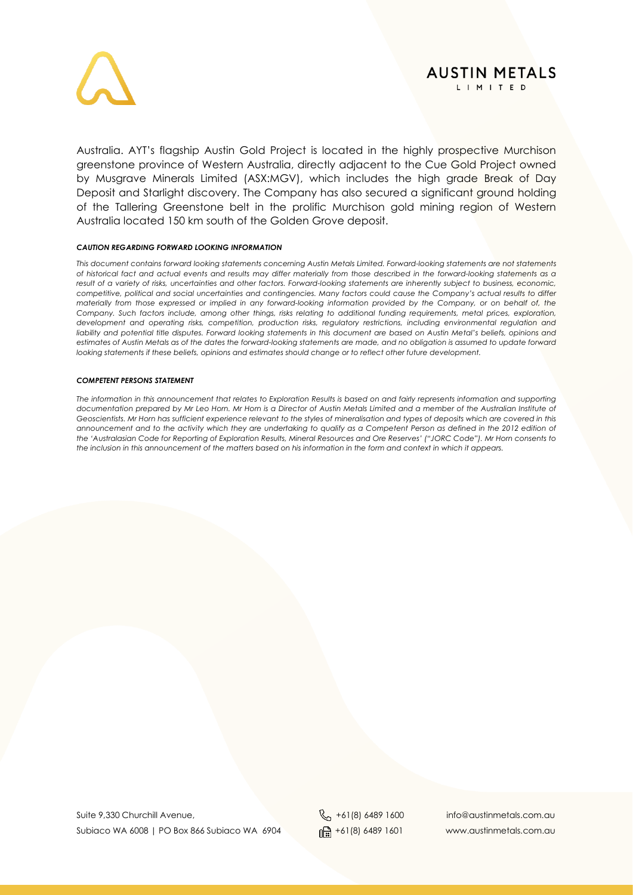Australia. AYT's flagship Austin Gold Project is located in the highly prospective Murchison greenstone province of Western Australia, directly adjacent to the Cue Gold Project owned by Musgrave Minerals Limited (ASX:MGV), which includes the high grade Break of Day Deposit and Starlight discovery. The Company has also secured a significant ground holding of the Tallering Greenstone belt in the prolific Murchison gold mining region of Western Australia located 150 km south of the Golden Grove deposit.

***CAUTION REGARDING FORWARD LOOKING INFORMATION***

*This document contains forward looking statements concerning Austin Metals Limited. Forward-looking statements are not statements of historical fact and actual events and results may differ materially from those described in the forward-looking statements as a result of a variety of risks, uncertainties and other factors. Forward-looking statements are inherently subject to business, economic, competitive, political and social uncertainties and contingencies. Many factors could cause the Company's actual results to differ materially from those expressed or implied in any forward-looking information provided by the Company, or on behalf of, the Company. Such factors include, among other things, risks relating to additional funding requirements, metal prices, exploration, development and operating risks, competition, production risks, regulatory restrictions, including environmental regulation and liability and potential title disputes. Forward looking statements in this document are based on Austin Metal's beliefs, opinions and estimates of Austin Metals as of the dates the forward-looking statements are made, and no obligation is assumed to update forward looking statements if these beliefs, opinions and estimates should change or to reflect other future development.*

***COMPETENT PERSONS STATEMENT***

*The information in this announcement that relates to Exploration Results is based on and fairly represents information and supporting documentation prepared by Mr Leo Horn. Mr Horn is a Director of Austin Metals Limited and a member of the Australian Institute of Geoscientists. Mr Horn has sufficient experience relevant to the styles of mineralisation and types of deposits which are covered in this announcement and to the activity which they are undertaking to qualify as a Competent Person as defined in the 2012 edition of the 'Australasian Code for Reporting of Exploration Results, Mineral Resources and Ore Reserves' ("JORC Code"). Mr Horn consents to the inclusion in this announcement of the matters based on his information in the form and context in which it appears.*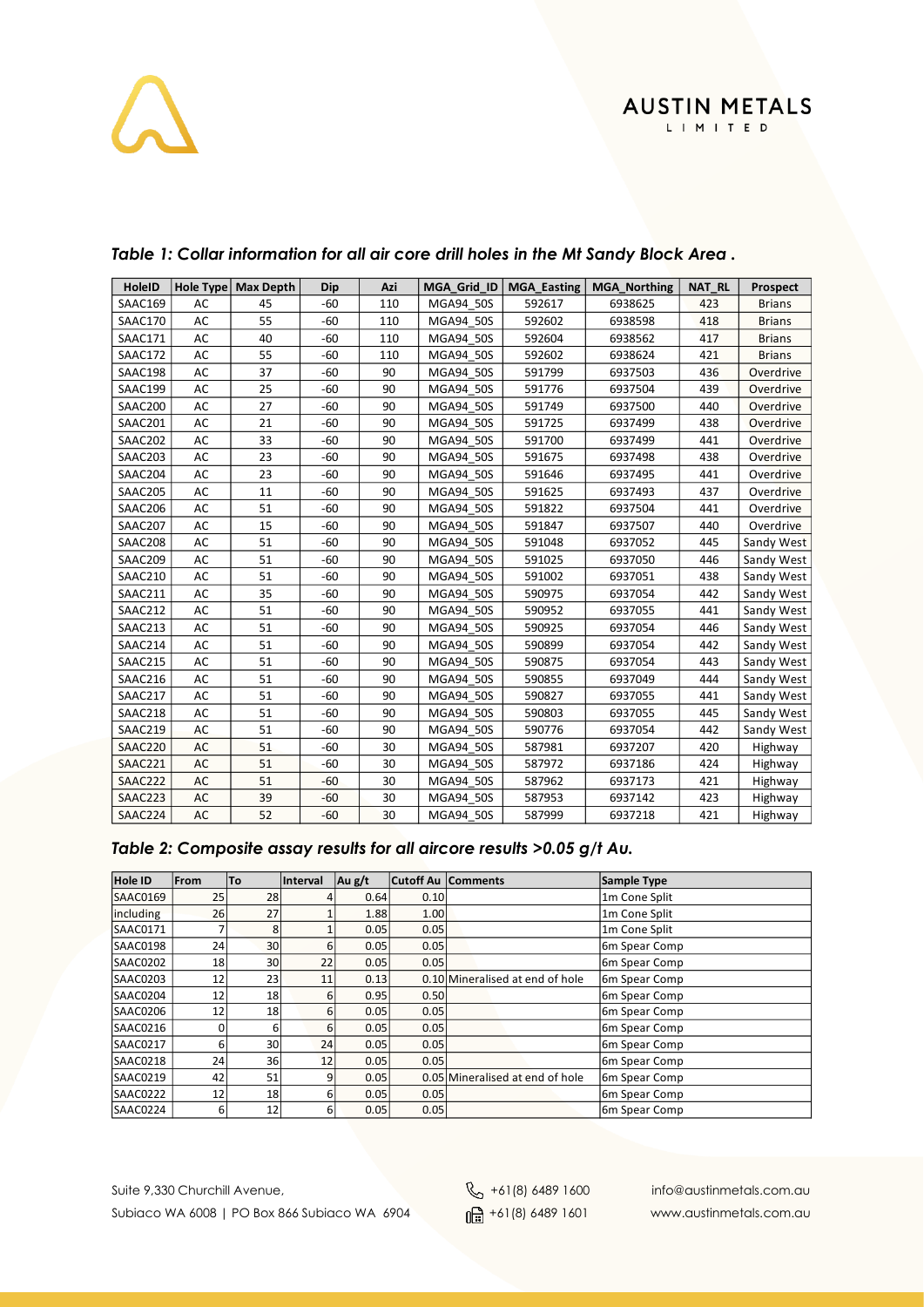*Table 1: Collar information for all air core drill holes in the Mt Sandy Block Area .*

| HoleID | Hole Type | Max Depth | Dip | Azi | MGA_Grid_ID | MGA_Easting | MGA_Northing | NAT_RL | Prospect |
|---|---|---|---|---|---|---|---|---|---|
| SAAC169 | AC | 45 | -60 | 110 | MGA94_50S | 592617 | 6938625 | 423 | Brians |
| SAAC170 | AC | 55 | -60 | 110 | MGA94_50S | 592602 | 6938598 | 418 | Brians |
| SAAC171 | AC | 40 | -60 | 110 | MGA94_50S | 592604 | 6938562 | 417 | Brians |
| SAAC172 | AC | 55 | -60 | 110 | MGA94_50S | 592602 | 6938624 | 421 | Brians |
| SAAC198 | AC | 37 | -60 | 90 | MGA94_50S | 591799 | 6937503 | 436 | Overdrive |
| SAAC199 | AC | 25 | -60 | 90 | MGA94_50S | 591776 | 6937504 | 439 | Overdrive |
| SAAC200 | AC | 27 | -60 | 90 | MGA94_50S | 591749 | 6937500 | 440 | Overdrive |
| SAAC201 | AC | 21 | -60 | 90 | MGA94_50S | 591725 | 6937499 | 438 | Overdrive |
| SAAC202 | AC | 33 | -60 | 90 | MGA94_50S | 591700 | 6937499 | 441 | Overdrive |
| SAAC203 | AC | 23 | -60 | 90 | MGA94_50S | 591675 | 6937498 | 438 | Overdrive |
| SAAC204 | AC | 23 | -60 | 90 | MGA94_50S | 591646 | 6937495 | 441 | Overdrive |
| SAAC205 | AC | 11 | -60 | 90 | MGA94_50S | 591625 | 6937493 | 437 | Overdrive |
| SAAC206 | AC | 51 | -60 | 90 | MGA94_50S | 591822 | 6937504 | 441 | Overdrive |
| SAAC207 | AC | 15 | -60 | 90 | MGA94_50S | 591847 | 6937507 | 440 | Overdrive |
| SAAC208 | AC | 51 | -60 | 90 | MGA94_50S | 591048 | 6937052 | 445 | Sandy West |
| SAAC209 | AC | 51 | -60 | 90 | MGA94_50S | 591025 | 6937050 | 446 | Sandy West |
| SAAC210 | AC | 51 | -60 | 90 | MGA94_50S | 591002 | 6937051 | 438 | Sandy West |
| SAAC211 | AC | 35 | -60 | 90 | MGA94_50S | 590975 | 6937054 | 442 | Sandy West |
| SAAC212 | AC | 51 | -60 | 90 | MGA94_50S | 590952 | 6937055 | 441 | Sandy West |
| SAAC213 | AC | 51 | -60 | 90 | MGA94_50S | 590925 | 6937054 | 446 | Sandy West |
| SAAC214 | AC | 51 | -60 | 90 | MGA94_50S | 590899 | 6937054 | 442 | Sandy West |
| SAAC215 | AC | 51 | -60 | 90 | MGA94_50S | 590875 | 6937054 | 443 | Sandy West |
| SAAC216 | AC | 51 | -60 | 90 | MGA94_50S | 590855 | 6937049 | 444 | Sandy West |
| SAAC217 | AC | 51 | -60 | 90 | MGA94_50S | 590827 | 6937055 | 441 | Sandy West |
| SAAC218 | AC | 51 | -60 | 90 | MGA94_50S | 590803 | 6937055 | 445 | Sandy West |
| SAAC219 | AC | 51 | -60 | 90 | MGA94_50S | 590776 | 6937054 | 442 | Sandy West |
| SAAC220 | AC | 51 | -60 | 30 | MGA94_50S | 587981 | 6937207 | 420 | Highway |
| SAAC221 | AC | 51 | -60 | 30 | MGA94_50S | 587972 | 6937186 | 424 | Highway |
| SAAC222 | AC | 51 | -60 | 30 | MGA94_50S | 587962 | 6937173 | 421 | Highway |
| SAAC223 | AC | 39 | -60 | 30 | MGA94_50S | 587953 | 6937142 | 423 | Highway |
| SAAC224 | AC | 52 | -60 | 30 | MGA94_50S | 587999 | 6937218 | 421 | Highway |

*Table 2: Composite assay results for all aircore results >0.05 g/t Au.*

| Hole ID | From | To | Interval | Au g/t | Cutoff Au | Comments | Sample Type |
|---|---|---|---|---|---|---|---|
| SAAC0169 | 25 | 28 | 4 | 0.64 | 0.10 | | 1m Cone Split |
| including | 26 | 27 | 1 | 1.88 | 1.00 | | 1m Cone Split |
| SAAC0171 | 7 | 8 | 1 | 0.05 | 0.05 | | 1m Cone Split |
| SAAC0198 | 24 | 30 | 6 | 0.05 | 0.05 | | 6m Spear Comp |
| SAAC0202 | 18 | 30 | 22 | 0.05 | 0.05 | | 6m Spear Comp |
| SAAC0203 | 12 | 23 | 11 | 0.13 | 0.10 | Mineralised at end of hole | 6m Spear Comp |
| SAAC0204 | 12 | 18 | 6 | 0.95 | 0.50 | | 6m Spear Comp |
| SAAC0206 | 12 | 18 | 6 | 0.05 | 0.05 | | 6m Spear Comp |
| SAAC0216 | 0 | 6 | 6 | 0.05 | 0.05 | | 6m Spear Comp |
| SAAC0217 | 6 | 30 | 24 | 0.05 | 0.05 | | 6m Spear Comp |
| SAAC0218 | 24 | 36 | 12 | 0.05 | 0.05 | | 6m Spear Comp |
| SAAC0219 | 42 | 51 | 9 | 0.05 | 0.05 | Mineralised at end of hole | 6m Spear Comp |
| SAAC0222 | 12 | 18 | 6 | 0.05 | 0.05 | | 6m Spear Comp |
| SAAC0224 | 6 | 12 | 6 | 0.05 | 0.05 | | 6m Spear Comp |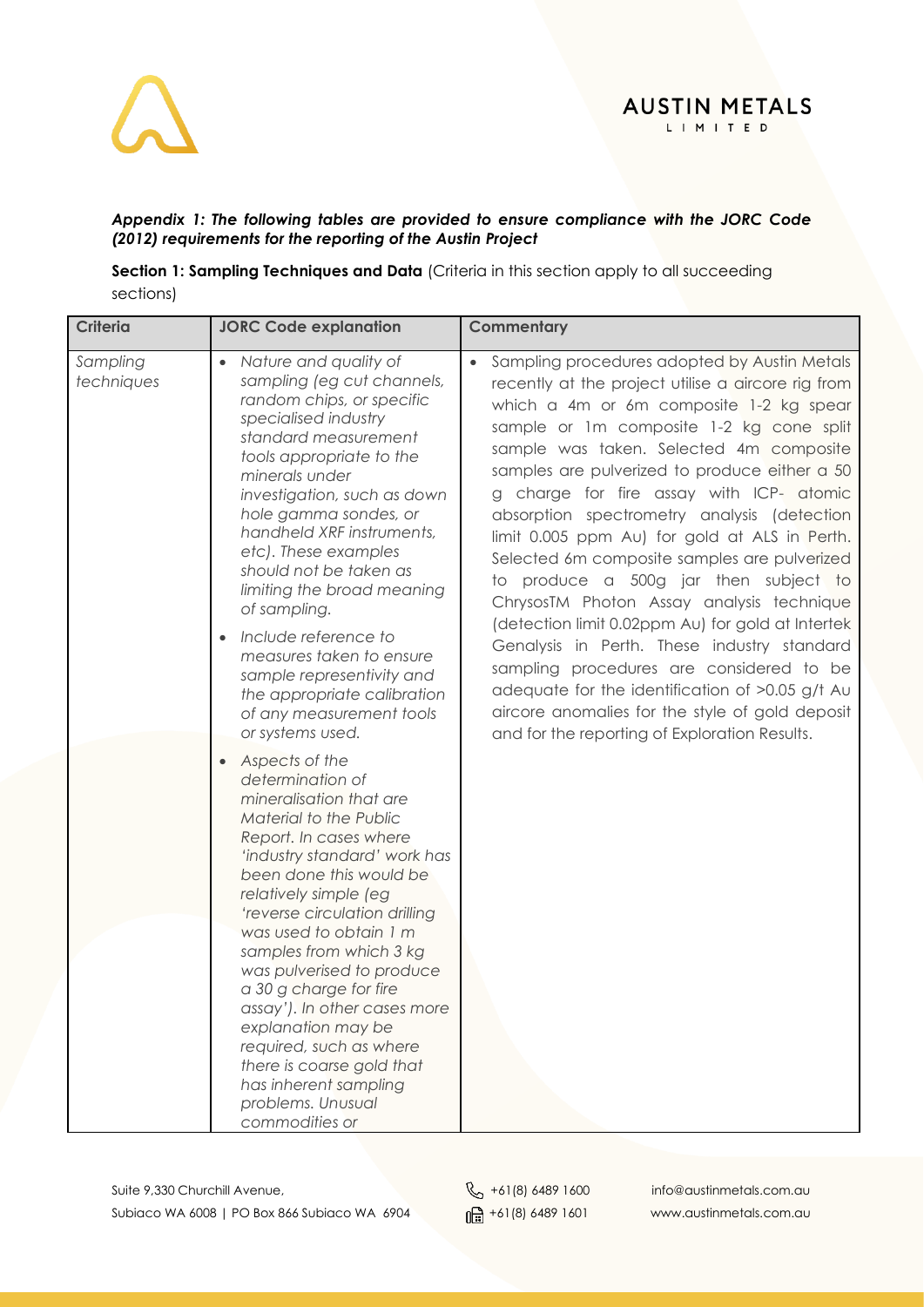*Appendix 1: The following tables are provided to ensure compliance with the JORC Code (2012) requirements for the reporting of the Austin Project*

**Section 1: Sampling Techniques and Data** (Criteria in this section apply to all succeeding sections)

| Criteria | JORC Code explanation | Commentary |
|---|---|---|
| *Sampling techniques* | • *Nature and quality of sampling (eg cut channels, random chips, or specific specialised industry standard measurement tools appropriate to the minerals under investigation, such as down hole gamma sondes, or handheld XRF instruments, etc). These examples should not be taken as limiting the broad meaning of sampling.*<br>• *Include reference to measures taken to ensure sample representivity and the appropriate calibration of any measurement tools or systems used.*<br>• *Aspects of the determination of mineralisation that are Material to the Public Report. In cases where 'industry standard' work has been done this would be relatively simple (eg 'reverse circulation drilling was used to obtain 1 m samples from which 3 kg was pulverised to produce a 30 g charge for fire assay'). In other cases more explanation may be required, such as where there is coarse gold that has inherent sampling problems. Unusual commodities or* | • Sampling procedures adopted by Austin Metals recently at the project utilise a aircore rig from which a 4m or 6m composite 1-2 kg spear sample or 1m composite 1-2 kg cone split sample was taken. Selected 4m composite samples are pulverized to produce either a 50 g charge for fire assay with ICP- atomic absorption spectrometry analysis (detection limit 0.005 ppm Au) for gold at ALS in Perth. Selected 6m composite samples are pulverized to produce a 500g jar then subject to ChrysosTM Photon Assay analysis technique (detection limit 0.02ppm Au) for gold at Intertek Genalysis in Perth. These industry standard sampling procedures are considered to be adequate for the identification of >0.05 g/t Au aircore anomalies for the style of gold deposit and for the reporting of Exploration Results. |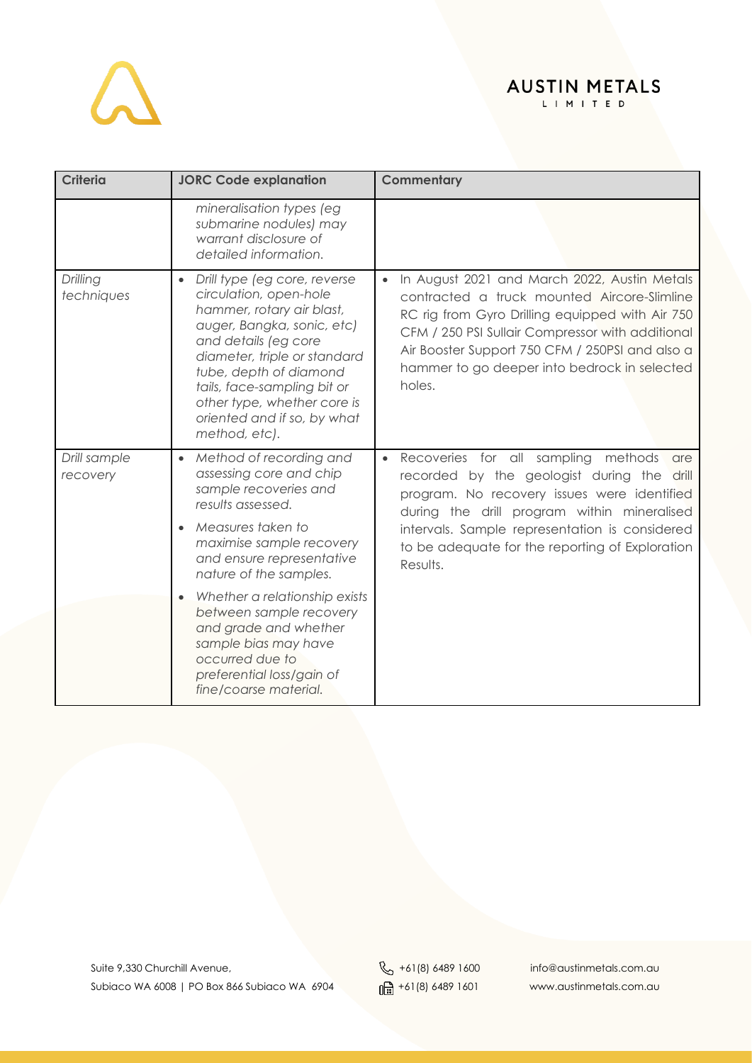| Criteria | JORC Code explanation | Commentary |
|---|---|---|
| | *mineralisation types (eg submarine nodules) may warrant disclosure of detailed information.* | |
| *Drilling techniques* | • *Drill type (eg core, reverse circulation, open-hole hammer, rotary air blast, auger, Bangka, sonic, etc) and details (eg core diameter, triple or standard tube, depth of diamond tails, face-sampling bit or other type, whether core is oriented and if so, by what method, etc).* | • In August 2021 and March 2022, Austin Metals contracted a truck mounted Aircore-Slimline RC rig from Gyro Drilling equipped with Air 750 CFM / 250 PSI Sullair Compressor with additional Air Booster Support 750 CFM / 250PSI and also a hammer to go deeper into bedrock in selected holes. |
| *Drill sample recovery* | • *Method of recording and assessing core and chip sample recoveries and results assessed.*<br>• *Measures taken to maximise sample recovery and ensure representative nature of the samples.*<br>• *Whether a relationship exists between sample recovery and grade and whether sample bias may have occurred due to preferential loss/gain of fine/coarse material.* | • Recoveries for all sampling methods are recorded by the geologist during the drill program. No recovery issues were identified during the drill program within mineralised intervals. Sample representation is considered to be adequate for the reporting of Exploration Results. |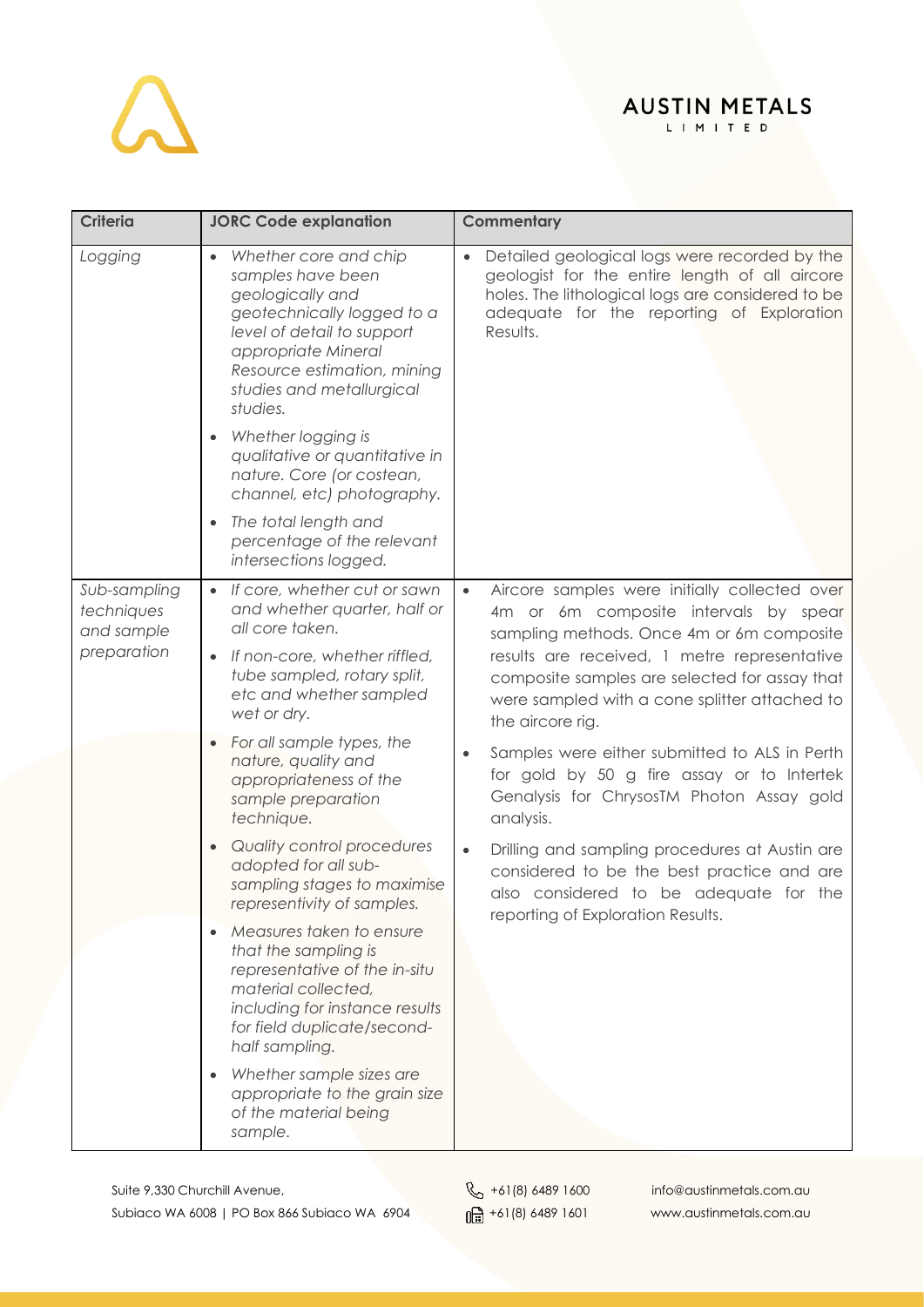| Criteria | JORC Code explanation | Commentary |
|---|---|---|
| *Logging* | • *Whether core and chip samples have been geologically and geotechnically logged to a level of detail to support appropriate Mineral Resource estimation, mining studies and metallurgical studies.*<br>• *Whether logging is qualitative or quantitative in nature. Core (or costean, channel, etc) photography.*<br>• *The total length and percentage of the relevant intersections logged.* | • Detailed geological logs were recorded by the geologist for the entire length of all aircore holes. The lithological logs are considered to be adequate for the reporting of Exploration Results. |
| *Sub-sampling techniques and sample preparation* | • *If core, whether cut or sawn and whether quarter, half or all core taken.*<br>• *If non-core, whether riffled, tube sampled, rotary split, etc and whether sampled wet or dry.*<br>• *For all sample types, the nature, quality and appropriateness of the sample preparation technique.*<br>• *Quality control procedures adopted for all sub-sampling stages to maximise representivity of samples.*<br>• *Measures taken to ensure that the sampling is representative of the in-situ material collected, including for instance results for field duplicate/second-half sampling.*<br>• *Whether sample sizes are appropriate to the grain size of the material being sample.* | • Aircore samples were initially collected over 4m or 6m composite intervals by spear sampling methods. Once 4m or 6m composite results are received, 1 metre representative composite samples are selected for assay that were sampled with a cone splitter attached to the aircore rig.<br>• Samples were either submitted to ALS in Perth for gold by 50 g fire assay or to Intertek Genalysis for ChrysosTM Photon Assay gold analysis.<br>• Drilling and sampling procedures at Austin are considered to be the best practice and are also considered to be adequate for the reporting of Exploration Results. |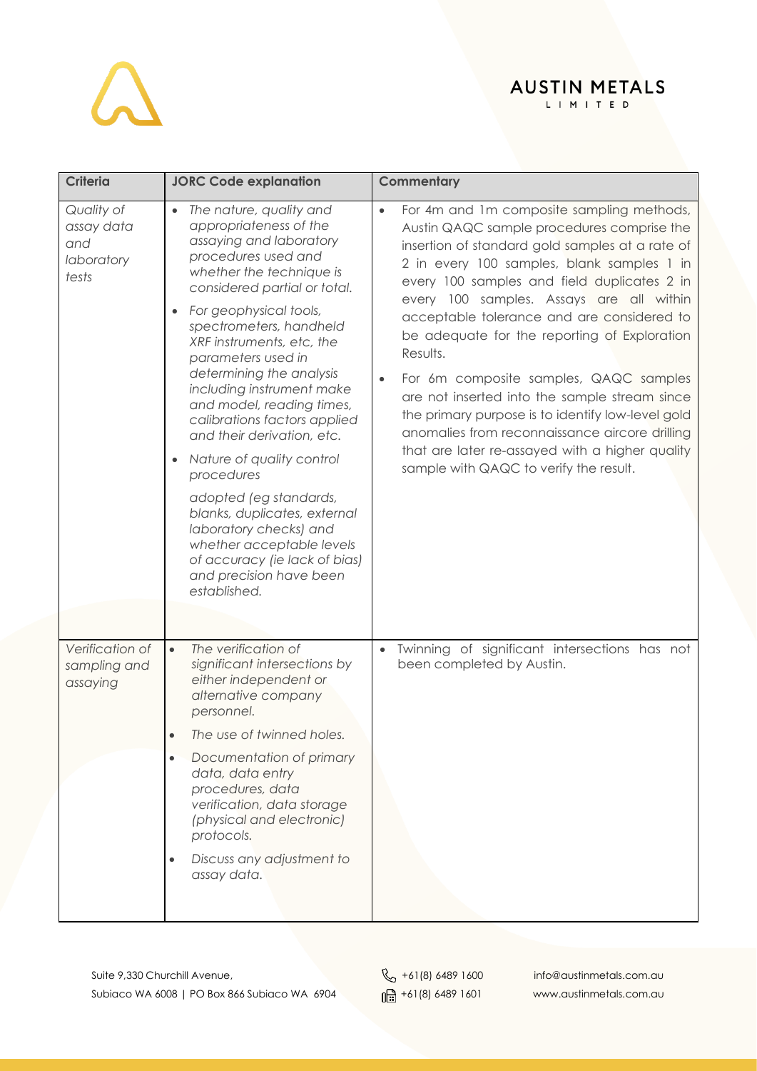| Criteria | JORC Code explanation | Commentary |
|---|---|---|
| *Quality of assay data and laboratory tests* | • *The nature, quality and appropriateness of the assaying and laboratory procedures used and whether the technique is considered partial or total.*<br>• *For geophysical tools, spectrometers, handheld XRF instruments, etc, the parameters used in determining the analysis including instrument make and model, reading times, calibrations factors applied and their derivation, etc.*<br>• *Nature of quality control procedures*<br>*adopted (eg standards, blanks, duplicates, external laboratory checks) and whether acceptable levels of accuracy (ie lack of bias) and precision have been established.* | • For 4m and 1m composite sampling methods, Austin QAQC sample procedures comprise the insertion of standard gold samples at a rate of 2 in every 100 samples, blank samples 1 in every 100 samples and field duplicates 2 in every 100 samples. Assays are all within acceptable tolerance and are considered to be adequate for the reporting of Exploration Results.<br>• For 6m composite samples, QAQC samples are not inserted into the sample stream since the primary purpose is to identify low-level gold anomalies from reconnaissance aircore drilling that are later re-assayed with a higher quality sample with QAQC to verify the result. |
| *Verification of sampling and assaying* | • *The verification of significant intersections by either independent or alternative company personnel.*<br>• *The use of twinned holes.*<br>• *Documentation of primary data, data entry procedures, data verification, data storage (physical and electronic) protocols.*<br>• *Discuss any adjustment to assay data.* | • Twinning of significant intersections has not been completed by Austin. |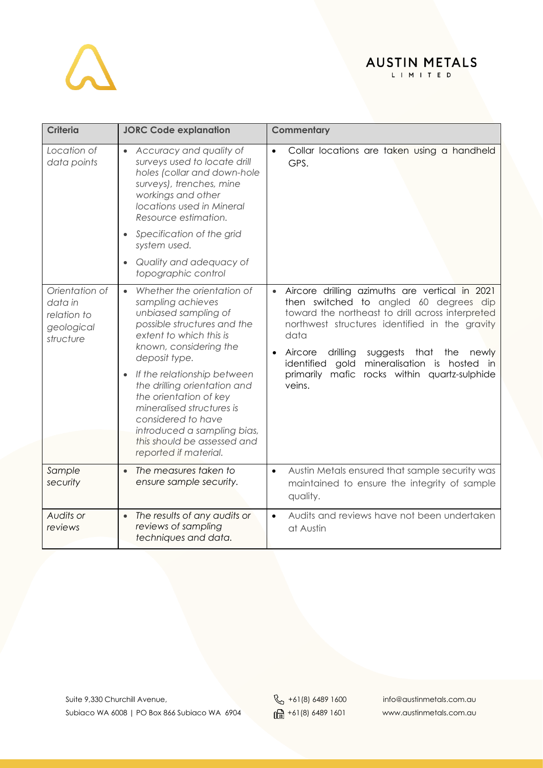| Criteria | JORC Code explanation | Commentary |
|---|---|---|
| *Location of data points* | • *Accuracy and quality of surveys used to locate drill holes (collar and down-hole surveys), trenches, mine workings and other locations used in Mineral Resource estimation.*<br>• *Specification of the grid system used.*<br>• *Quality and adequacy of topographic control* | • Collar locations are taken using a handheld GPS. |
| *Orientation of data in relation to geological structure* | • *Whether the orientation of sampling achieves unbiased sampling of possible structures and the extent to which this is known, considering the deposit type.*<br>• *If the relationship between the drilling orientation and the orientation of key mineralised structures is considered to have introduced a sampling bias, this should be assessed and reported if material.* | • Aircore drilling azimuths are vertical in 2021 then switched to angled 60 degrees dip toward the northeast to drill across interpreted northwest structures identified in the gravity data<br>• Aircore drilling suggests that the newly identified gold mineralisation is hosted in primarily mafic rocks within quartz-sulphide veins. |
| *Sample security* | • *The measures taken to ensure sample security.* | • Austin Metals ensured that sample security was maintained to ensure the integrity of sample quality. |
| *Audits or reviews* | • *The results of any audits or reviews of sampling techniques and data.* | • Audits and reviews have not been undertaken at Austin |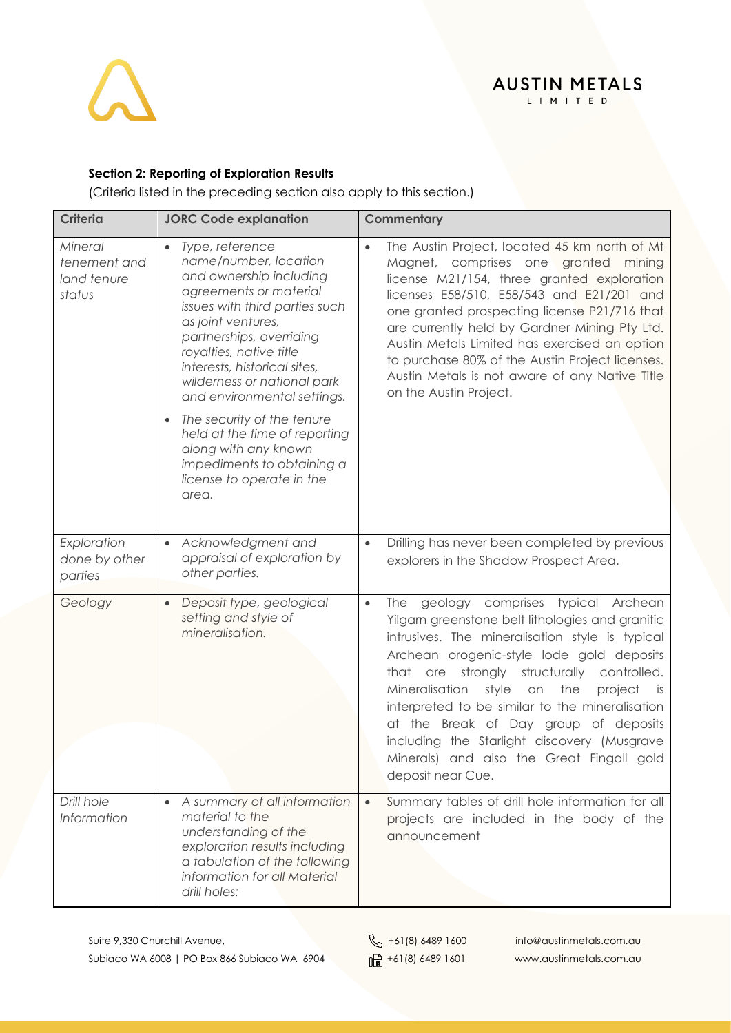**Section 2: Reporting of Exploration Results**

(Criteria listed in the preceding section also apply to this section.)

| Criteria | JORC Code explanation | Commentary |
| --- | --- | --- |
| *Mineral tenement and land tenure status* | • *Type, reference name/number, location and ownership including agreements or material issues with third parties such as joint ventures, partnerships, overriding royalties, native title interests, historical sites, wilderness or national park and environmental settings.*<br>• *The security of the tenure held at the time of reporting along with any known impediments to obtaining a license to operate in the area.* | • The Austin Project, located 45 km north of Mt Magnet, comprises one granted mining license M21/154, three granted exploration licenses E58/510, E58/543 and E21/201 and one granted prospecting license P21/716 that are currently held by Gardner Mining Pty Ltd. Austin Metals Limited has exercised an option to purchase 80% of the Austin Project licenses. Austin Metals is not aware of any Native Title on the Austin Project. |
| *Exploration done by other parties* | • *Acknowledgment and appraisal of exploration by other parties.* | • Drilling has never been completed by previous explorers in the Shadow Prospect Area. |
| *Geology* | • *Deposit type, geological setting and style of mineralisation.* | • The geology comprises typical Archean Yilgarn greenstone belt lithologies and granitic intrusives. The mineralisation style is typical Archean orogenic-style lode gold deposits that are strongly structurally controlled. Mineralisation style on the project is interpreted to be similar to the mineralisation at the Break of Day group of deposits including the Starlight discovery (Musgrave Minerals) and also the Great Fingall gold deposit near Cue. |
| *Drill hole Information* | • *A summary of all information material to the understanding of the exploration results including a tabulation of the following information for all Material drill holes:* | • Summary tables of drill hole information for all projects are included in the body of the announcement |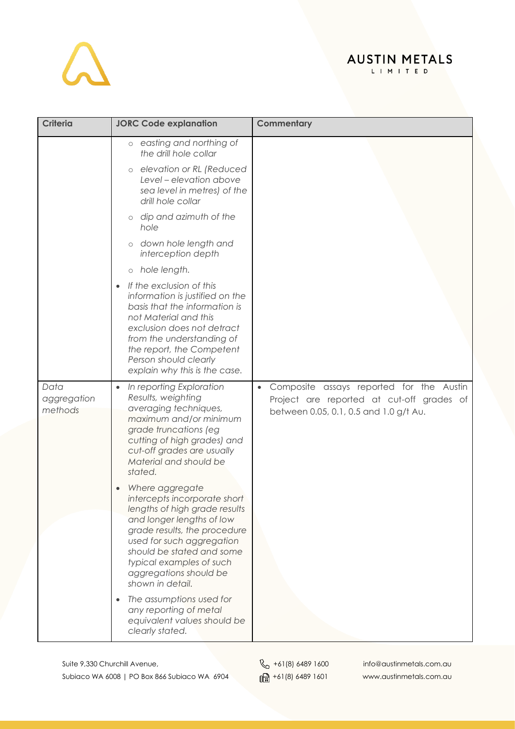| Criteria | JORC Code explanation | Commentary |
|---|---|---|
| | ○ *easting and northing of the drill hole collar*<br>○ *elevation or RL (Reduced Level – elevation above sea level in metres) of the drill hole collar*<br>○ *dip and azimuth of the hole*<br>○ *down hole length and interception depth*<br>○ *hole length.*<br>• *If the exclusion of this information is justified on the basis that the information is not Material and this exclusion does not detract from the understanding of the report, the Competent Person should clearly explain why this is the case.* | |
| *Data aggregation methods* | • *In reporting Exploration Results, weighting averaging techniques, maximum and/or minimum grade truncations (eg cutting of high grades) and cut-off grades are usually Material and should be stated.*<br>• *Where aggregate intercepts incorporate short lengths of high grade results and longer lengths of low grade results, the procedure used for such aggregation should be stated and some typical examples of such aggregations should be shown in detail.*<br>• *The assumptions used for any reporting of metal equivalent values should be clearly stated.* | • Composite assays reported for the Austin Project are reported at cut-off grades of between 0.05, 0.1, 0.5 and 1.0 g/t Au. |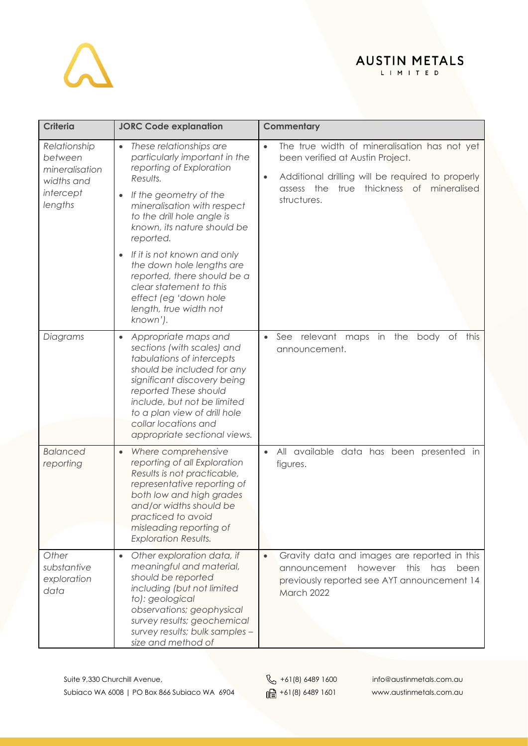| Criteria | JORC Code explanation | Commentary |
|---|---|---|
| *Relationship between mineralisation widths and intercept lengths* | • *These relationships are particularly important in the reporting of Exploration Results.*<br>• *If the geometry of the mineralisation with respect to the drill hole angle is known, its nature should be reported.*<br>• *If it is not known and only the down hole lengths are reported, there should be a clear statement to this effect (eg 'down hole length, true width not known').* | • The true width of mineralisation has not yet been verified at Austin Project.<br>• Additional drilling will be required to properly assess the true thickness of mineralised structures. |
| *Diagrams* | • *Appropriate maps and sections (with scales) and tabulations of intercepts should be included for any significant discovery being reported These should include, but not be limited to a plan view of drill hole collar locations and appropriate sectional views.* | • See relevant maps in the body of this announcement. |
| *Balanced reporting* | • *Where comprehensive reporting of all Exploration Results is not practicable, representative reporting of both low and high grades and/or widths should be practiced to avoid misleading reporting of Exploration Results.* | • All available data has been presented in figures. |
| *Other substantive exploration data* | • *Other exploration data, if meaningful and material, should be reported including (but not limited to): geological observations; geophysical survey results; geochemical survey results; bulk samples – size and method of* | • Gravity data and images are reported in this announcement however this has been previously reported see AYT announcement 14 March 2022 |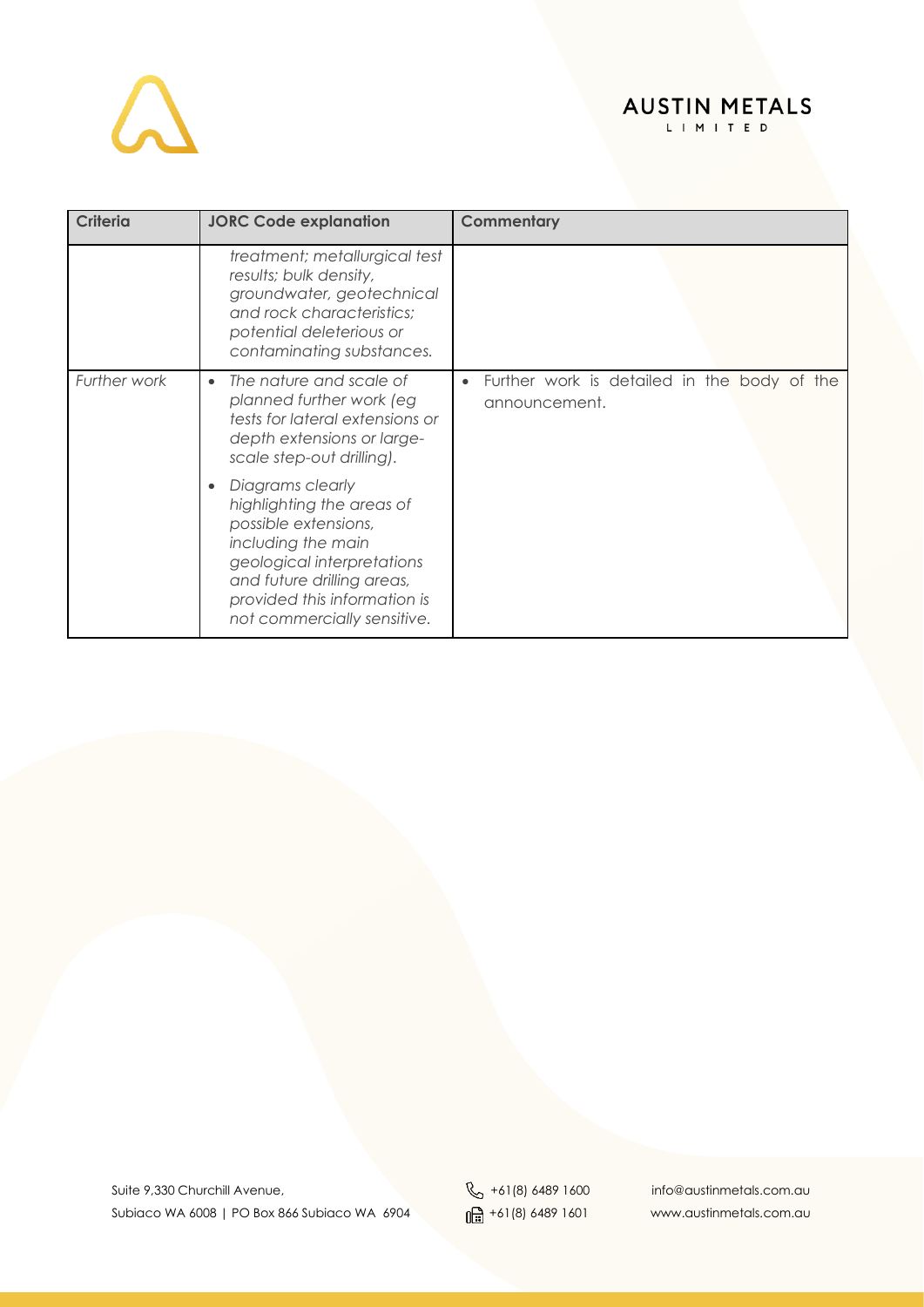| Criteria | JORC Code explanation | Commentary |
|---|---|---|
| | *treatment; metallurgical test results; bulk density, groundwater, geotechnical and rock characteristics; potential deleterious or contaminating substances.* | |
| *Further work* | • *The nature and scale of planned further work (eg tests for lateral extensions or depth extensions or large-scale step-out drilling).* <br> • *Diagrams clearly highlighting the areas of possible extensions, including the main geological interpretations and future drilling areas, provided this information is not commercially sensitive.* | • Further work is detailed in the body of the announcement. |